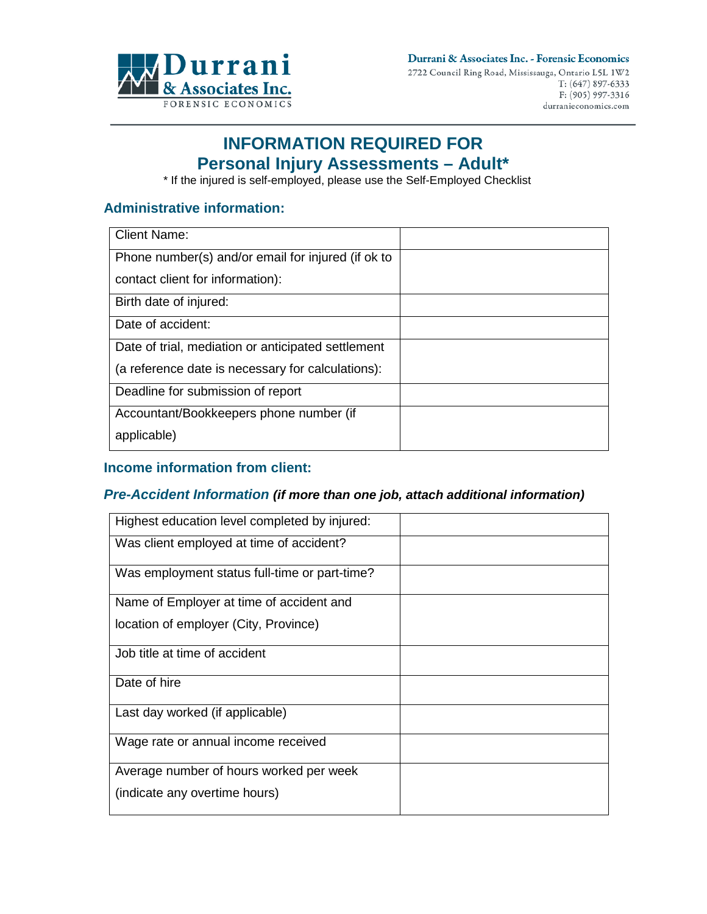**Durrani & Associates Inc.**
FORENSIC ECONOMICS

**Durrani & Associates Inc. - Forensic Economics**
2722 Council Ring Road, Mississauga, Ontario L5L 1W2
T: (647) 897-6333
F: (905) 997-3316
durranieconomics.com

# INFORMATION REQUIRED FOR Personal Injury Assessments – Adult*

* If the injured is self-employed, please use the Self-Employed Checklist

## Administrative information:

| | |
|---|---|
| Client Name: | |
| Phone number(s) and/or email for injured (if ok to contact client for information): | |
| Birth date of injured: | |
| Date of accident: | |
| Date of trial, mediation or anticipated settlement (a reference date is necessary for calculations): | |
| Deadline for submission of report | |
| Accountant/Bookkeepers phone number (if applicable) | |

## Income information from client:

### *Pre-Accident Information* ***(if more than one job, attach additional information)***

| | |
|---|---|
| Highest education level completed by injured: | |
| Was client employed at time of accident? | |
| Was employment status full-time or part-time? | |
| Name of Employer at time of accident and location of employer (City, Province) | |
| Job title at time of accident | |
| Date of hire | |
| Last day worked (if applicable) | |
| Wage rate or annual income received | |
| Average number of hours worked per week (indicate any overtime hours) | |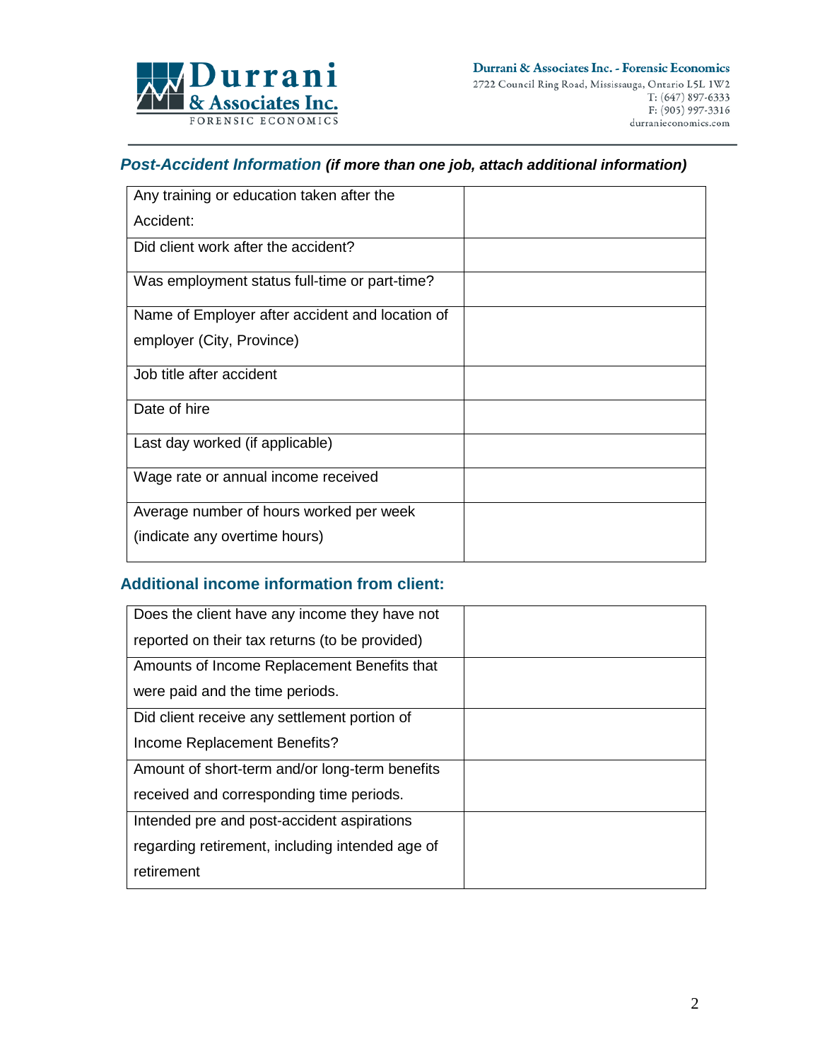## *Post-Accident Information* ***(if more than one job, attach additional information)***

| | |
|---|---|
| Any training or education taken after the Accident: | |
| Did client work after the accident? | |
| Was employment status full-time or part-time? | |
| Name of Employer after accident and location of employer (City, Province) | |
| Job title after accident | |
| Date of hire | |
| Last day worked (if applicable) | |
| Wage rate or annual income received | |
| Average number of hours worked per week (indicate any overtime hours) | |

## Additional income information from client:

| | |
|---|---|
| Does the client have any income they have not reported on their tax returns (to be provided) | |
| Amounts of Income Replacement Benefits that were paid and the time periods. | |
| Did client receive any settlement portion of Income Replacement Benefits? | |
| Amount of short-term and/or long-term benefits received and corresponding time periods. | |
| Intended pre and post-accident aspirations regarding retirement, including intended age of retirement | |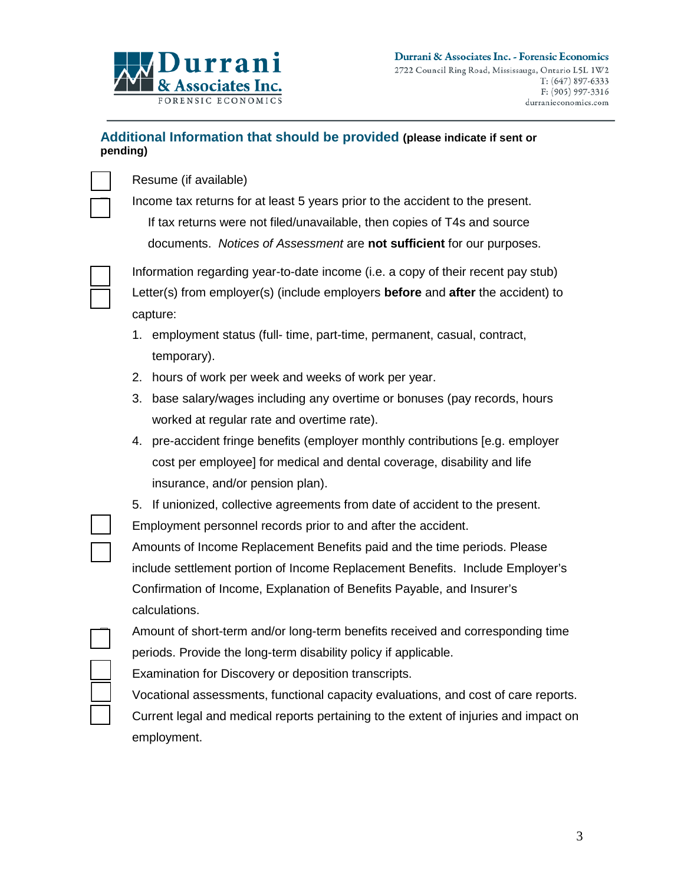**Durrani & Associates Inc.**
& Associates Inc.
FORENSIC ECONOMICS

**Durrani & Associates Inc. - Forensic Economics**
2722 Council Ring Road, Mississauga, Ontario L5L 1W2
T: (647) 897-6333
F: (905) 997-3316
durranieconomics.com

## Additional Information that should be provided **(please indicate if sent or pending)**

- [ ] Resume (if available)
- [ ] Income tax returns for at least 5 years prior to the accident to the present. If tax returns were not filed/unavailable, then copies of T4s and source documents. *Notices of Assessment* are **not sufficient** for our purposes.
- [ ] Information regarding year-to-date income (i.e. a copy of their recent pay stub)
- [ ] Letter(s) from employer(s) (include employers **before** and **after** the accident) to capture:
  1. employment status (full- time, part-time, permanent, casual, contract, temporary).
  2. hours of work per week and weeks of work per year.
  3. base salary/wages including any overtime or bonuses (pay records, hours worked at regular rate and overtime rate).
  4. pre-accident fringe benefits (employer monthly contributions [e.g. employer cost per employee] for medical and dental coverage, disability and life insurance, and/or pension plan).
  5. If unionized, collective agreements from date of accident to the present.
- [ ] Employment personnel records prior to and after the accident.
- [ ] Amounts of Income Replacement Benefits paid and the time periods. Please include settlement portion of Income Replacement Benefits. Include Employer's Confirmation of Income, Explanation of Benefits Payable, and Insurer's calculations.
- [ ] Amount of short-term and/or long-term benefits received and corresponding time periods. Provide the long-term disability policy if applicable.
- [ ] Examination for Discovery or deposition transcripts.
- [ ] Vocational assessments, functional capacity evaluations, and cost of care reports.
- [ ] Current legal and medical reports pertaining to the extent of injuries and impact on employment.